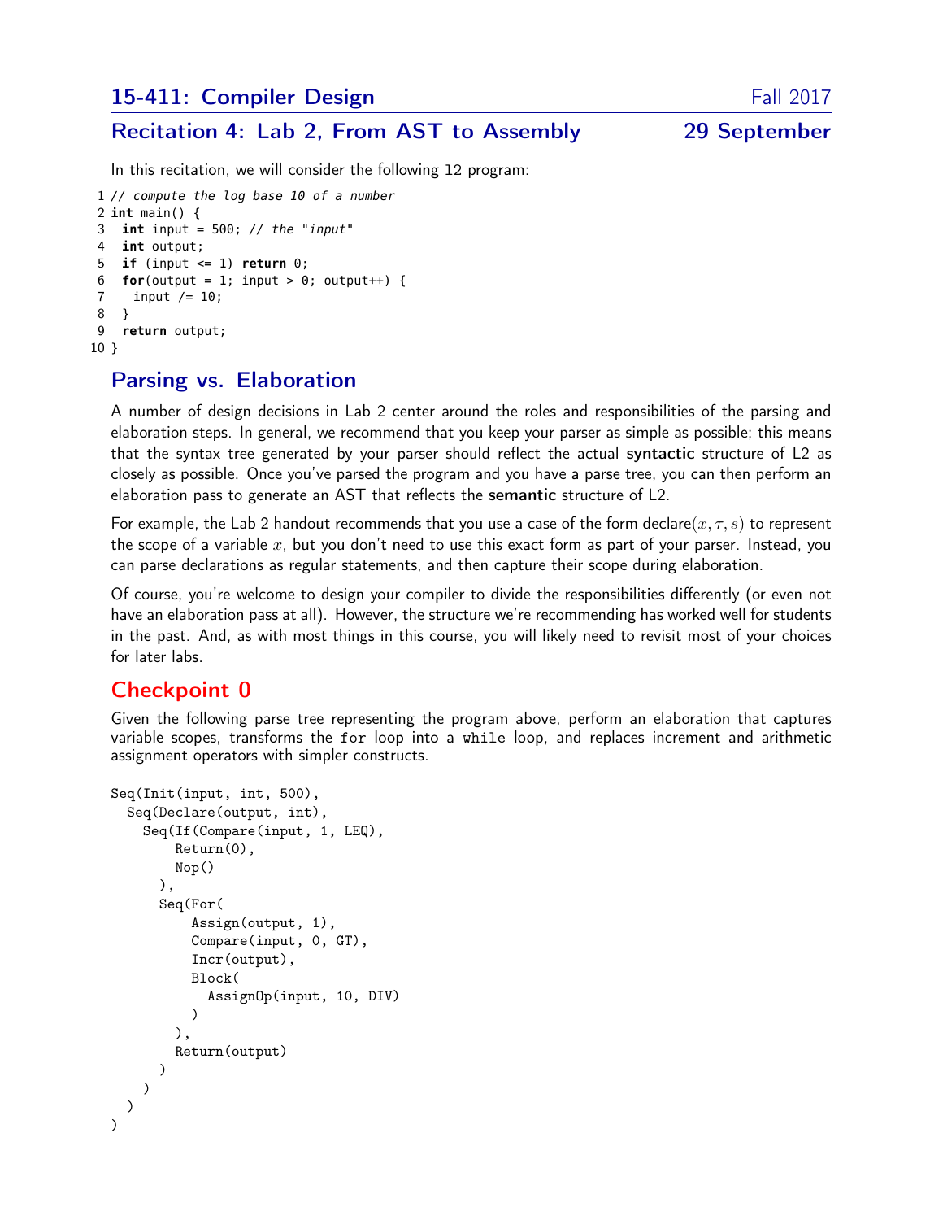# 15-411: Compiler Design — Fall 2017

## Recitation 4: Lab 2, From AST to Assembly — 29 September

In this recitation, we will consider the following l2 program:

```
1 // compute the log base 10 of a number
2 int main() {
3   int input = 500; // the "input"
4   int output;
5   if (input <= 1) return 0;
6   for(output = 1; input > 0; output++) {
7     input /= 10;
8   }
9   return output;
10 }
```

## Parsing vs. Elaboration

A number of design decisions in Lab 2 center around the roles and responsibilities of the parsing and elaboration steps. In general, we recommend that you keep your parser as simple as possible; this means that the syntax tree generated by your parser should reflect the actual **syntactic** structure of L2 as closely as possible. Once you've parsed the program and you have a parse tree, you can then perform an elaboration pass to generate an AST that reflects the **semantic** structure of L2.

For example, the Lab 2 handout recommends that you use a case of the form declare$(x, \tau, s)$ to represent the scope of a variable $x$, but you don't need to use this exact form as part of your parser. Instead, you can parse declarations as regular statements, and then capture their scope during elaboration.

Of course, you're welcome to design your compiler to divide the responsibilities differently (or even not have an elaboration pass at all). However, the structure we're recommending has worked well for students in the past. And, as with most things in this course, you will likely need to revisit most of your choices for later labs.

## Checkpoint 0

Given the following parse tree representing the program above, perform an elaboration that captures variable scopes, transforms the `for` loop into a `while` loop, and replaces increment and arithmetic assignment operators with simpler constructs.

```
Seq(Init(input, int, 500),
  Seq(Declare(output, int),
    Seq(If(Compare(input, 1, LEQ),
        Return(0),
        Nop()
      ),
      Seq(For(
          Assign(output, 1),
          Compare(input, 0, GT),
          Incr(output),
          Block(
            AssignOp(input, 10, DIV)
          )
        ),
        Return(output)
      )
    )
  )
)
```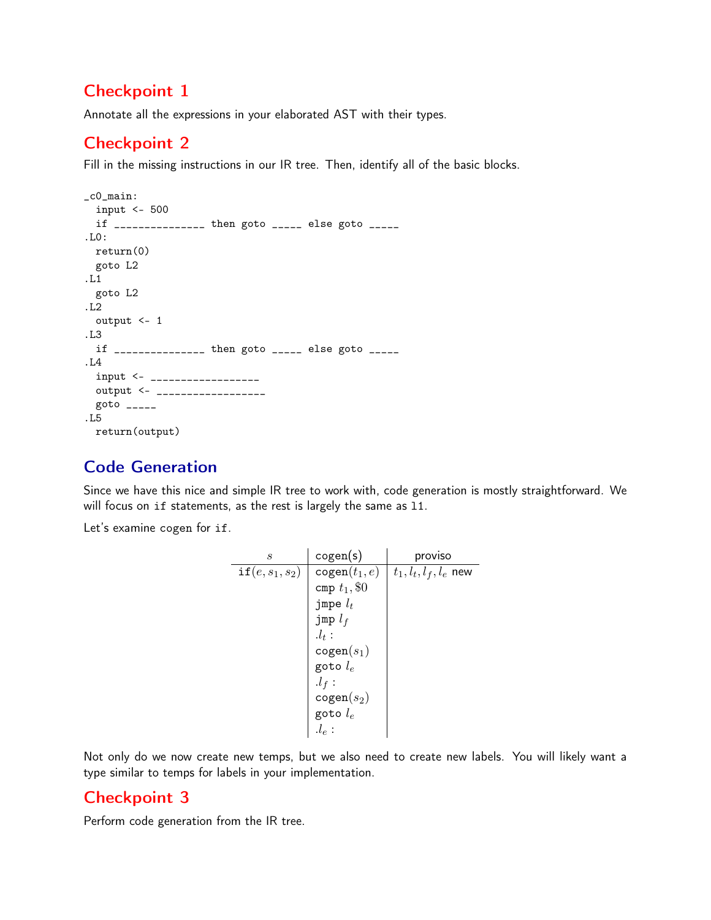## Checkpoint 1

Annotate all the expressions in your elaborated AST with their types.

## Checkpoint 2

Fill in the missing instructions in our IR tree. Then, identify all of the basic blocks.

```
_c0_main:
  input <- 500
  if _______________ then goto _____ else goto _____
.L0:
  return(0)
  goto L2
.L1
  goto L2
.L2
  output <- 1
.L3
  if _______________ then goto _____ else goto _____
.L4
  input <- __________________
  output <- __________________
  goto _____
.L5
  return(output)
```

# Code Generation

Since we have this nice and simple IR tree to work with, code generation is mostly straightforward. We will focus on `if` statements, as the rest is largely the same as `l1`.

Let's examine `cogen` for `if`.

| $s$ | cogen(s) | proviso |
|---|---|---|
| $\texttt{if}(e, s_1, s_2)$ | $\texttt{cogen}(t_1, e)$ | $t_1, l_t, l_f, l_e$ new |
| | $\texttt{cmp}\ t_1, \$0$ | |
| | $\texttt{jmpe}\ l_t$ | |
| | $\texttt{jmp}\ l_f$ | |
| | $.l_t:$ | |
| | $\texttt{cogen}(s_1)$ | |
| | $\texttt{goto}\ l_e$ | |
| | $.l_f:$ | |
| | $\texttt{cogen}(s_2)$ | |
| | $\texttt{goto}\ l_e$ | |
| | $.l_e:$ | |

Not only do we now create new temps, but we also need to create new labels. You will likely want a type similar to temps for labels in your implementation.

## Checkpoint 3

Perform code generation from the IR tree.